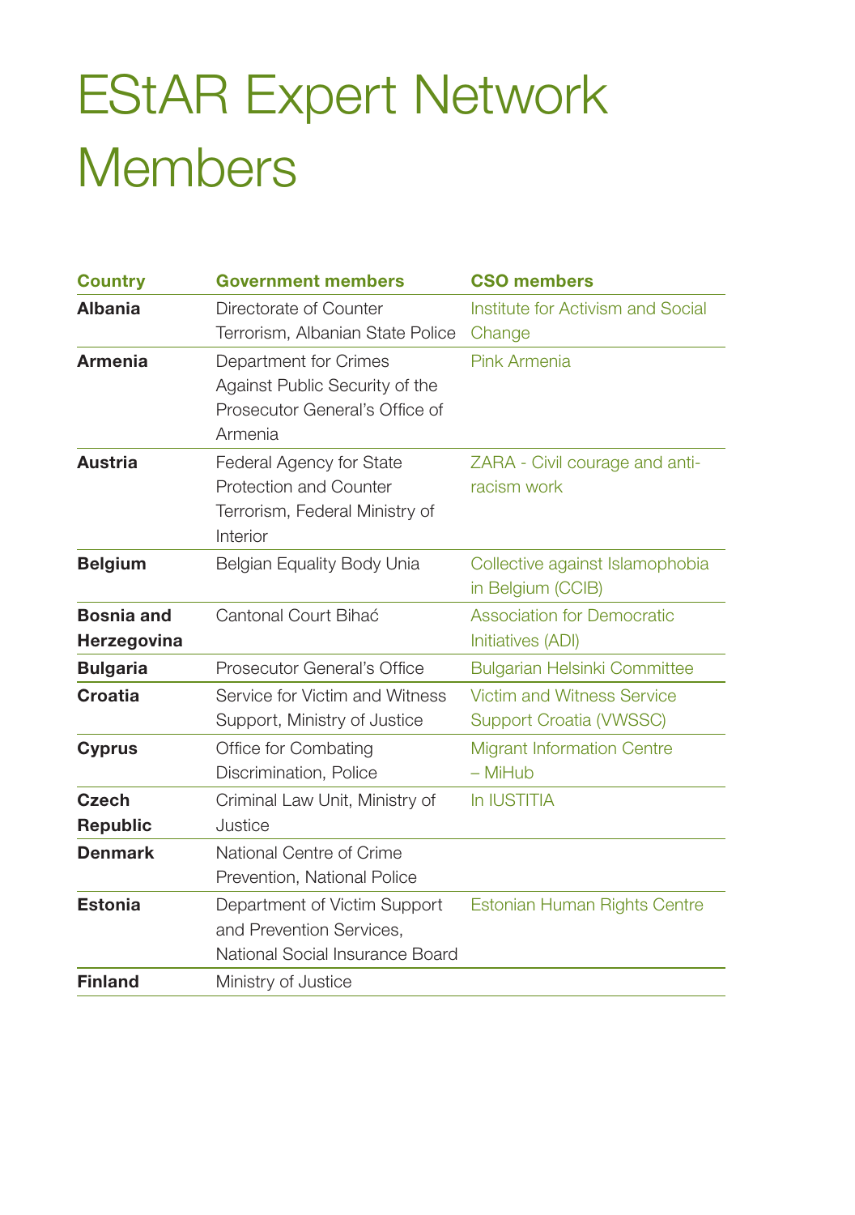# EStAR Expert Network Members

| Country | Government members | CSO members |
| --- | --- | --- |
| **Albania** | Directorate of Counter Terrorism, Albanian State Police | Institute for Activism and Social Change |
| **Armenia** | Department for Crimes Against Public Security of the Prosecutor General's Office of Armenia | Pink Armenia |
| **Austria** | Federal Agency for State Protection and Counter Terrorism, Federal Ministry of Interior | ZARA - Civil courage and anti-racism work |
| **Belgium** | Belgian Equality Body Unia | Collective against Islamophobia in Belgium (CCIB) |
| **Bosnia and Herzegovina** | Cantonal Court Bihać | Association for Democratic Initiatives (ADI) |
| **Bulgaria** | Prosecutor General's Office | Bulgarian Helsinki Committee |
| **Croatia** | Service for Victim and Witness Support, Ministry of Justice | Victim and Witness Service Support Croatia (VWSSC) |
| **Cyprus** | Office for Combating Discrimination, Police | Migrant Information Centre – MiHub |
| **Czech Republic** | Criminal Law Unit, Ministry of Justice | In IUSTITIA |
| **Denmark** | National Centre of Crime Prevention, National Police | |
| **Estonia** | Department of Victim Support and Prevention Services, National Social Insurance Board | Estonian Human Rights Centre |
| **Finland** | Ministry of Justice | |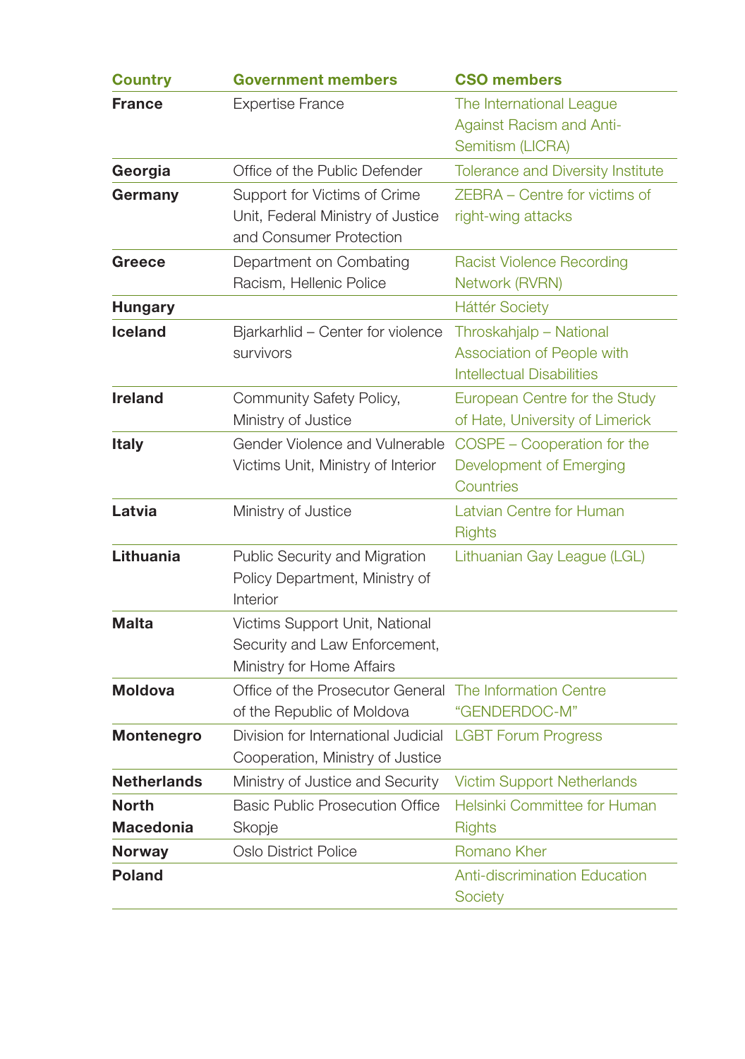| Country | Government members | CSO members |
|---|---|---|
| **France** | Expertise France | The International League Against Racism and Anti-Semitism (LICRA) |
| **Georgia** | Office of the Public Defender | Tolerance and Diversity Institute |
| **Germany** | Support for Victims of Crime Unit, Federal Ministry of Justice and Consumer Protection | ZEBRA – Centre for victims of right-wing attacks |
| **Greece** | Department on Combating Racism, Hellenic Police | Racist Violence Recording Network (RVRN) |
| **Hungary** | | Háttér Society |
| **Iceland** | Bjarkarhlid – Center for violence survivors | Throskahjalp – National Association of People with Intellectual Disabilities |
| **Ireland** | Community Safety Policy, Ministry of Justice | European Centre for the Study of Hate, University of Limerick |
| **Italy** | Gender Violence and Vulnerable Victims Unit, Ministry of Interior | COSPE – Cooperation for the Development of Emerging Countries |
| **Latvia** | Ministry of Justice | Latvian Centre for Human Rights |
| **Lithuania** | Public Security and Migration Policy Department, Ministry of Interior | Lithuanian Gay League (LGL) |
| **Malta** | Victims Support Unit, National Security and Law Enforcement, Ministry for Home Affairs | |
| **Moldova** | Office of the Prosecutor General of the Republic of Moldova | The Information Centre "GENDERDOC-M" |
| **Montenegro** | Division for International Judicial Cooperation, Ministry of Justice | LGBT Forum Progress |
| **Netherlands** | Ministry of Justice and Security | Victim Support Netherlands |
| **North Macedonia** | Basic Public Prosecution Office Skopje | Helsinki Committee for Human Rights |
| **Norway** | Oslo District Police | Romano Kher |
| **Poland** | | Anti-discrimination Education Society |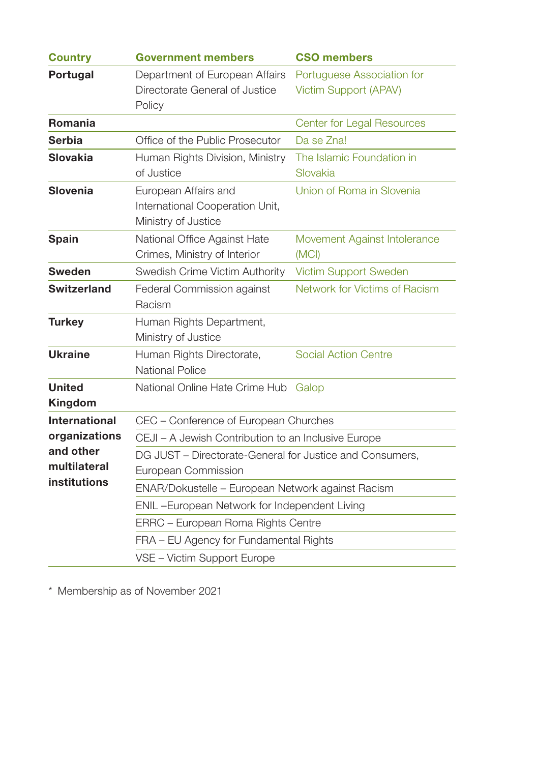| Country | Government members | CSO members |
|---|---|---|
| **Portugal** | Department of European Affairs Directorate General of Justice Policy | Portuguese Association for Victim Support (APAV) |
| **Romania** | | Center for Legal Resources |
| **Serbia** | Office of the Public Prosecutor | Da se Zna! |
| **Slovakia** | Human Rights Division, Ministry of Justice | The Islamic Foundation in Slovakia |
| **Slovenia** | European Affairs and International Cooperation Unit, Ministry of Justice | Union of Roma in Slovenia |
| **Spain** | National Office Against Hate Crimes, Ministry of Interior | Movement Against Intolerance (MCI) |
| **Sweden** | Swedish Crime Victim Authority | Victim Support Sweden |
| **Switzerland** | Federal Commission against Racism | Network for Victims of Racism |
| **Turkey** | Human Rights Department, Ministry of Justice | |
| **Ukraine** | Human Rights Directorate, National Police | Social Action Centre |
| **United Kingdom** | National Online Hate Crime Hub | Galop |
| **International organizations and other multilateral institutions** | CEC – Conference of European Churches | |
| | CEJI – A Jewish Contribution to an Inclusive Europe | |
| | DG JUST – Directorate-General for Justice and Consumers, European Commission | |
| | ENAR/Dokustelle – European Network against Racism | |
| | ENIL –European Network for Independent Living | |
| | ERRC – European Roma Rights Centre | |
| | FRA – EU Agency for Fundamental Rights | |
| | VSE – Victim Support Europe | |

* Membership as of November 2021